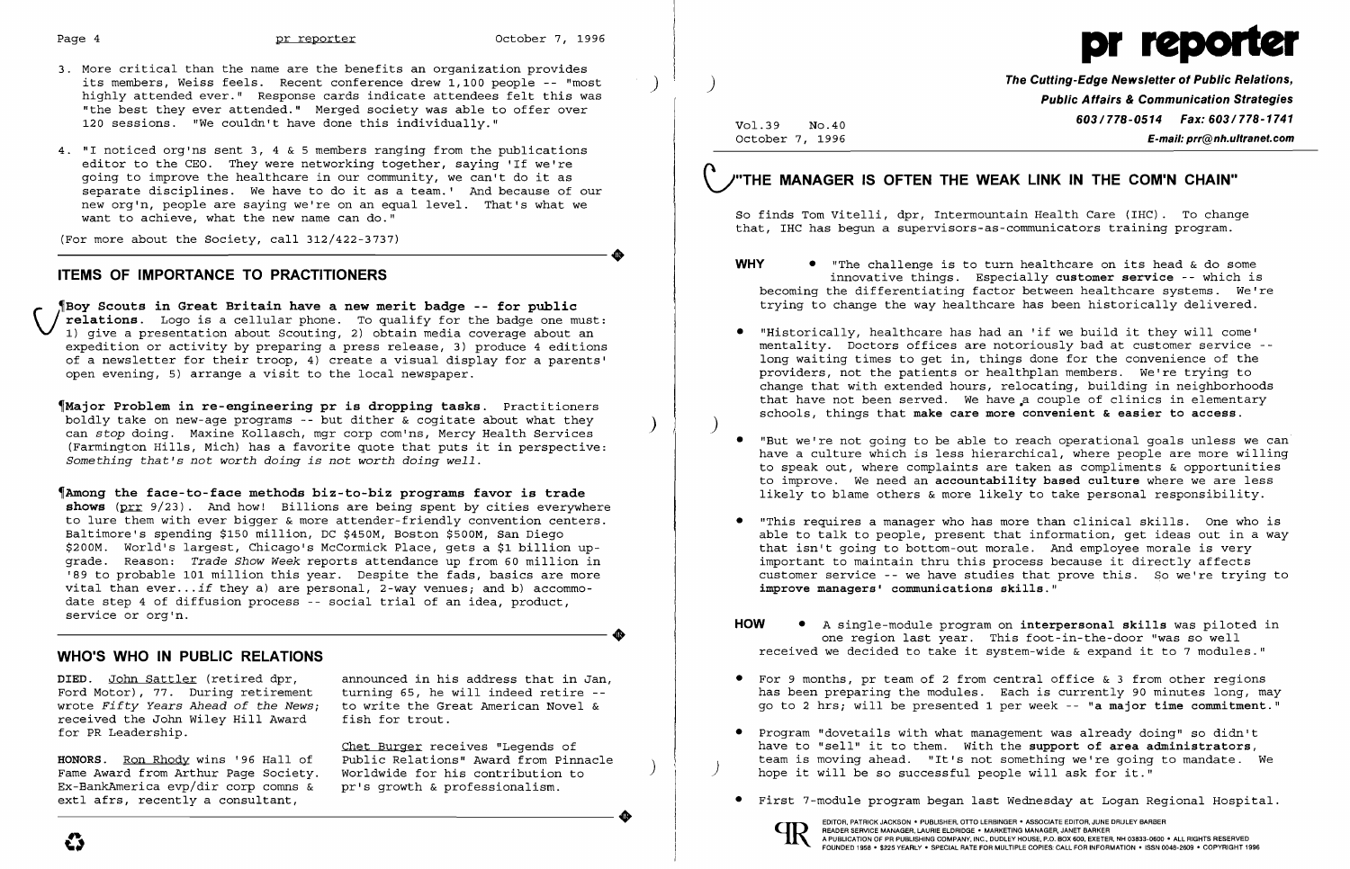3. More critical than the name are the benefits an organization provides its members, Weiss feels. Recent conference drew 1,100 people -- "most highly attended ever." Response cards indicate attendees felt this was "the best they ever attended." Merged society was able to offer over 120 sessions. "We couldn't have done this individually."

4. "I noticed org'ns sent 3, 4 & 5 members ranging from the publications editor to the CEO. They were networking together, saying 'If we're going to improve the healthcare in our community, we can't do it as separate disciplines. We have to do it as a team.' And because of our new org'n, people are saying we're on an equal level. That's what we want to achieve, what the new name can do."

(For more about the Society, call 312/422-3737)

## ITEMS OF IMPORTANCE TO PRACTITIONERS

¶**Boy Scouts in Great Britain have a new merit badge -- for public relations.** Logo is a cellular phone. To qualify for the badge one must: 1) give a presentation about Scouting, 2) obtain media coverage about an expedition or activity by preparing a press release, 3) produce 4 editions of a newsletter for their troop, 4) create a visual display for a parents' open evening, 5) arrange a visit to the local newspaper.

¶**Major Problem in re-engineering pr is dropping tasks.** Practitioners boldly take on new-age programs -- but dither & cogitate about what they can *stop* doing. Maxine Kollasch, mgr corp com'ns, Mercy Health Services (Farmington Hills, Mich) has a favorite quote that puts it in perspective: *Something that's not worth doing is not worth doing well.*

¶**Among the face-to-face methods biz-to-biz programs favor is trade shows** (prr 9/23). And how! Billions are being spent by cities everywhere to lure them with ever bigger & more attender-friendly convention centers. Baltimore's spending \$150 million, DC \$450M, Boston \$500M, San Diego \$200M. World's largest, Chicago's McCormick Place, gets a \$1 billion upgrade. Reason: *Trade Show Week* reports attendance up from 60 million in '89 to probable 101 million this year. Despite the fads, basics are more vital than ever...*if* they a) are personal, 2-way venues; and b) accommodate step 4 of diffusion process -- social trial of an idea, product, service or org'n.

## WHO'S WHO IN PUBLIC RELATIONS

DIED. John Sattler (retired dpr, Ford Motor), 77. During retirement wrote *Fifty Years Ahead of the News*; received the John Wiley Hill Award for PR Leadership.

HONORS. Ron Rhody wins '96 Hall of Fame Award from Arthur Page Society. Ex-BankAmerica evp/dir corp comns & extl afrs, recently a consultant, announced in his address that in Jan, turning 65, he will indeed retire -- to write the Great American Novel & fish for trout.

Chet Burger receives "Legends of Public Relations" Award from Pinnacle Worldwide for his contribution to pr's growth & professionalism.

# pr reporter

**The Cutting-Edge Newsletter of Public Relations, Public Affairs & Communication Strategies**
**603/778-0514 Fax: 603/778-1741**
**E-mail: prr@nh.ultranet.com**

Vol.39 No.40
October 7, 1996

## "THE MANAGER IS OFTEN THE WEAK LINK IN THE COM'N CHAIN"

So finds Tom Vitelli, dpr, Intermountain Health Care (IHC). To change that, IHC has begun a supervisors-as-communicators training program.

**WHY**

- "The challenge is to turn healthcare on its head & do some innovative things. Especially **customer service** -- which is becoming the differentiating factor between healthcare systems. We're trying to change the way healthcare has been historically delivered.
- "Historically, healthcare has had an 'if we build it they will come' mentality. Doctors offices are notoriously bad at customer service -- long waiting times to get in, things done for the convenience of the providers, not the patients or healthplan members. We're trying to change that with extended hours, relocating, building in neighborhoods that have not been served. We have a couple of clinics in elementary schools, things that **make care more convenient & easier to access.**
- "But we're not going to be able to reach operational goals unless we can have a culture which is less hierarchical, where people are more willing to speak out, where complaints are taken as compliments & opportunities to improve. We need an **accountability based culture** where we are less likely to blame others & more likely to take personal responsibility.
- "This requires a manager who has more than clinical skills. One who is able to talk to people, present that information, get ideas out in a way that isn't going to bottom-out morale. And employee morale is very important to maintain thru this process because it directly affects customer service -- we have studies that prove this. So we're trying to **improve managers' communications skills.**"

**HOW**

- A single-module program on **interpersonal skills** was piloted in one region last year. This foot-in-the-door "was so well received we decided to take it system-wide & expand it to 7 modules."
- For 9 months, pr team of 2 from central office & 3 from other regions has been preparing the modules. Each is currently 90 minutes long, may go to 2 hrs; will be presented 1 per week -- "**a major time commitment.**"
- Program "dovetails with what management was already doing" so didn't have to "sell" it to them. With the **support of area administrators**, team is moving ahead. "It's not something we're going to mandate. We hope it will be so successful people will ask for it."
- First 7-module program began last Wednesday at Logan Regional Hospital.

EDITOR, PATRICK JACKSON • PUBLISHER, OTTO LERBINGER • ASSOCIATE EDITOR, JUNE DRULEY BARBER
READER SERVICE MANAGER, LAURIE ELDRIDGE • MARKETING MANAGER, JANET BARKER
A PUBLICATION OF PR PUBLISHING COMPANY, INC., DUDLEY HOUSE, P.O. BOX 600, EXETER, NH 03833-0600 • ALL RIGHTS RESERVED
FOUNDED 1958 • \$225 YEARLY • SPECIAL RATE FOR MULTIPLE COPIES: CALL FOR INFORMATION • ISSN 0048-2609 • COPYRIGHT 1996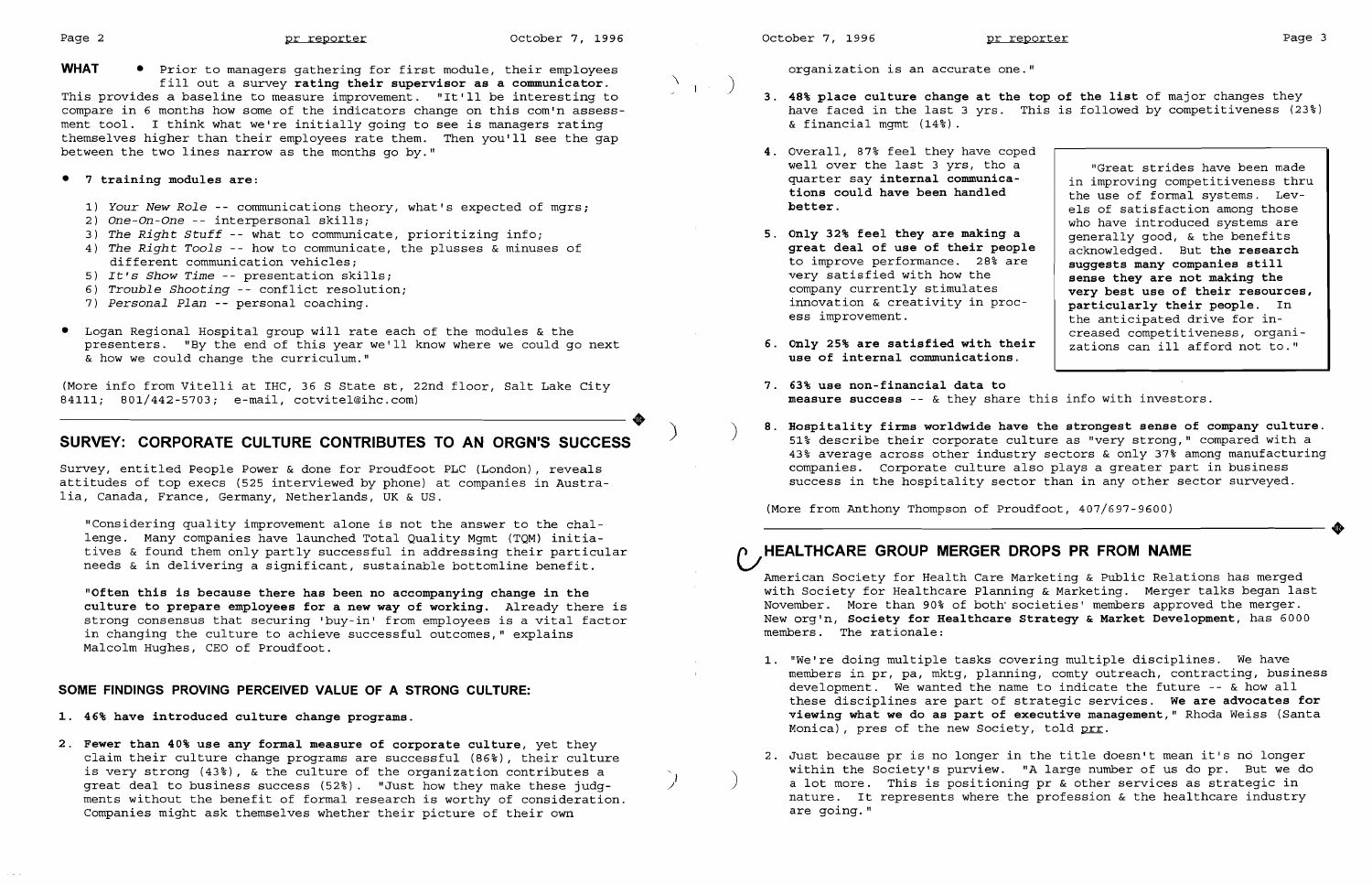**WHAT** • Prior to managers gathering for first module, their employees fill out a survey **rating their supervisor as a communicator.** This provides a baseline to measure improvement. "It'll be interesting to compare in 6 months how some of the indicators change on this com'n assessment tool. I think what we're initially going to see is managers rating themselves higher than their employees rate them. Then you'll see the gap between the two lines narrow as the months go by."

- **7 training modules are:**

  1) *Your New Role* -- communications theory, what's expected of mgrs;
  2) *One-On-One* -- interpersonal skills;
  3) *The Right Stuff* -- what to communicate, prioritizing info;
  4) *The Right Tools* -- how to communicate, the plusses & minuses of different communication vehicles;
  5) *It's Show Time* -- presentation skills;
  6) *Trouble Shooting* -- conflict resolution;
  7) *Personal Plan* -- personal coaching.

- Logan Regional Hospital group will rate each of the modules & the presenters. "By the end of this year we'll know where we could go next & how we could change the curriculum."

(More info from Vitelli at IHC, 36 S State st, 22nd floor, Salt Lake City 84111; 801/442-5703; e-mail, cotvitel@ihc.com)

## SURVEY: CORPORATE CULTURE CONTRIBUTES TO AN ORGN'S SUCCESS

Survey, entitled People Power & done for Proudfoot PLC (London), reveals attitudes of top execs (525 interviewed by phone) at companies in Australia, Canada, France, Germany, Netherlands, UK & US.

"Considering quality improvement alone is not the answer to the challenge. Many companies have launched Total Quality Mgmt (TQM) initiatives & found them only partly successful in addressing their particular needs & in delivering a significant, sustainable bottomline benefit.

**"Often this is because there has been no accompanying change in the culture to prepare employees for a new way of working.** Already there is strong consensus that securing 'buy-in' from employees is a vital factor in changing the culture to achieve successful outcomes," explains Malcolm Hughes, CEO of Proudfoot.

### SOME FINDINGS PROVING PERCEIVED VALUE OF A STRONG CULTURE:

1. **46% have introduced culture change programs.**

2. **Fewer than 40% use any formal measure of corporate culture**, yet they claim their culture change programs are successful (86%), their culture is very strong (43%), & the culture of the organization contributes a great deal to business success (52%). "Just how they make these judgments without the benefit of formal research is worthy of consideration. Companies might ask themselves whether their picture of their own organization is an accurate one."

3. **48% place culture change at the top of the list** of major changes they have faced in the last 3 yrs. This is followed by competitiveness (23%) & financial mgmt (14%).

4. Overall, 87% feel they have coped well over the last 3 yrs, tho a quarter say **internal communications could have been handled better.**

5. **Only 32% feel they are making a great deal of use of their people** to improve performance. 28% are very satisfied with how the company currently stimulates innovation & creativity in process improvement.

6. **Only 25% are satisfied with their use of internal communications.**

7. **63% use non-financial data to measure success** -- & they share this info with investors.

8. **Hospitality firms worldwide have the strongest sense of company culture.** 51% describe their corporate culture as "very strong," compared with a 43% average across other industry sectors & only 37% among manufacturing companies. Corporate culture also plays a greater part in business success in the hospitality sector than in any other sector surveyed.

> "Great strides have been made in improving competitiveness thru the use of formal systems. Levels of satisfaction among those who have introduced systems are generally good, & the benefits acknowledged. But **the research suggests many companies still sense they are not making the very best use of their resources, particularly their people.** In the anticipated drive for increased competitiveness, organizations can ill afford not to."

(More from Anthony Thompson of Proudfoot, 407/697-9600)

## HEALTHCARE GROUP MERGER DROPS PR FROM NAME

American Society for Health Care Marketing & Public Relations has merged with Society for Healthcare Planning & Marketing. Merger talks began last November. More than 90% of both societies' members approved the merger. New org'n, **Society for Healthcare Strategy & Market Development**, has 6000 members. The rationale:

1. "We're doing multiple tasks covering multiple disciplines. We have members in pr, pa, mktg, planning, comty outreach, contracting, business development. We wanted the name to indicate the future -- & how all these disciplines are part of strategic services. **We are advocates for viewing what we do as part of executive management,**" Rhoda Weiss (Santa Monica), pres of the new Society, told prr.

2. Just because pr is no longer in the title doesn't mean it's no longer within the Society's purview. "A large number of us do pr. But we do a lot more. This is positioning pr & other services as strategic in nature. It represents where the profession & the healthcare industry are going."